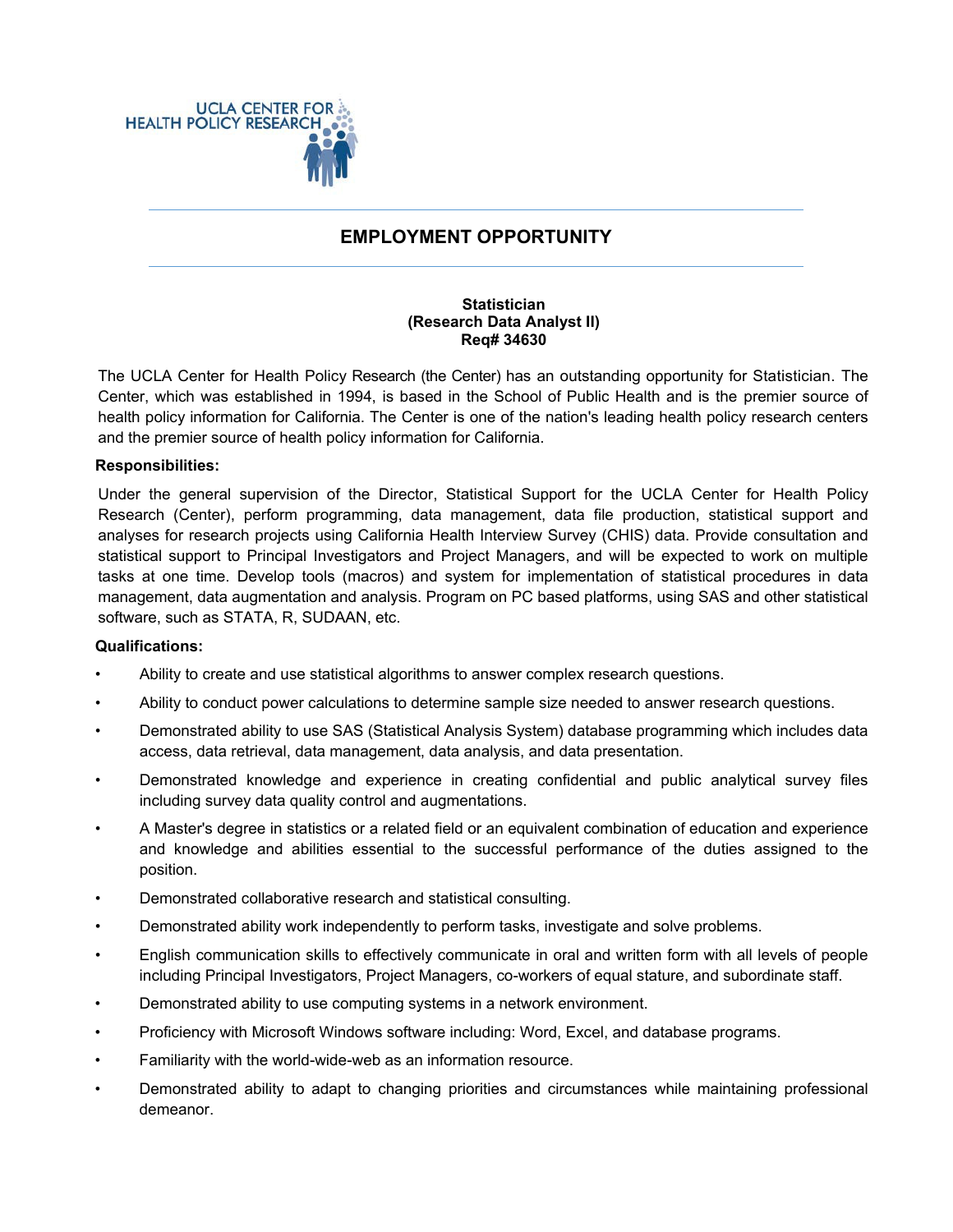UCLA CENTER FOR HEALTH POLICY RESEARCH

# EMPLOYMENT OPPORTUNITY

**Statistician**
**(Research Data Analyst II)**
**Req# 34630**

The UCLA Center for Health Policy Research (the Center) has an outstanding opportunity for Statistician. The Center, which was established in 1994, is based in the School of Public Health and is the premier source of health policy information for California. The Center is one of the nation's leading health policy research centers and the premier source of health policy information for California.

**Responsibilities:**

Under the general supervision of the Director, Statistical Support for the UCLA Center for Health Policy Research (Center), perform programming, data management, data file production, statistical support and analyses for research projects using California Health Interview Survey (CHIS) data. Provide consultation and statistical support to Principal Investigators and Project Managers, and will be expected to work on multiple tasks at one time. Develop tools (macros) and system for implementation of statistical procedures in data management, data augmentation and analysis. Program on PC based platforms, using SAS and other statistical software, such as STATA, R, SUDAAN, etc.

**Qualifications:**

- Ability to create and use statistical algorithms to answer complex research questions.
- Ability to conduct power calculations to determine sample size needed to answer research questions.
- Demonstrated ability to use SAS (Statistical Analysis System) database programming which includes data access, data retrieval, data management, data analysis, and data presentation.
- Demonstrated knowledge and experience in creating confidential and public analytical survey files including survey data quality control and augmentations.
- A Master's degree in statistics or a related field or an equivalent combination of education and experience and knowledge and abilities essential to the successful performance of the duties assigned to the position.
- Demonstrated collaborative research and statistical consulting.
- Demonstrated ability work independently to perform tasks, investigate and solve problems.
- English communication skills to effectively communicate in oral and written form with all levels of people including Principal Investigators, Project Managers, co-workers of equal stature, and subordinate staff.
- Demonstrated ability to use computing systems in a network environment.
- Proficiency with Microsoft Windows software including: Word, Excel, and database programs.
- Familiarity with the world-wide-web as an information resource.
- Demonstrated ability to adapt to changing priorities and circumstances while maintaining professional demeanor.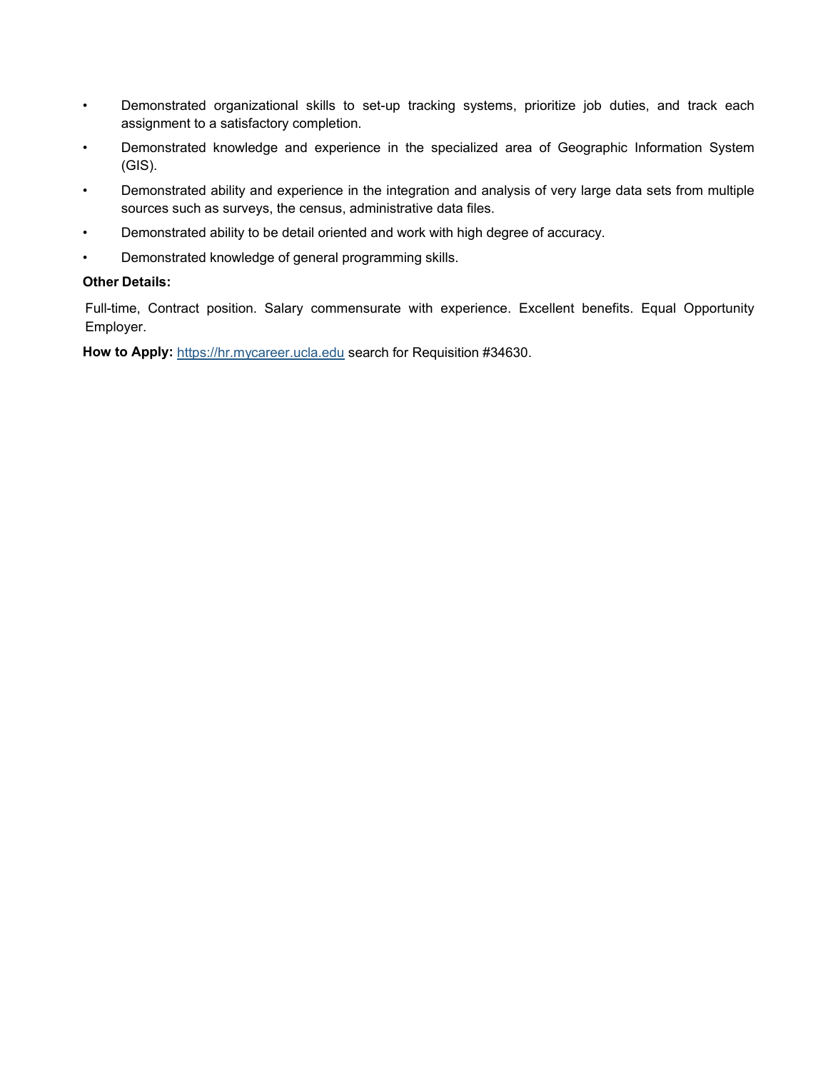- Demonstrated organizational skills to set-up tracking systems, prioritize job duties, and track each assignment to a satisfactory completion.
- Demonstrated knowledge and experience in the specialized area of Geographic Information System (GIS).
- Demonstrated ability and experience in the integration and analysis of very large data sets from multiple sources such as surveys, the census, administrative data files.
- Demonstrated ability to be detail oriented and work with high degree of accuracy.
- Demonstrated knowledge of general programming skills.

**Other Details:**

Full-time, Contract position. Salary commensurate with experience. Excellent benefits. Equal Opportunity Employer.

**How to Apply:** https://hr.mycareer.ucla.edu search for Requisition #34630.